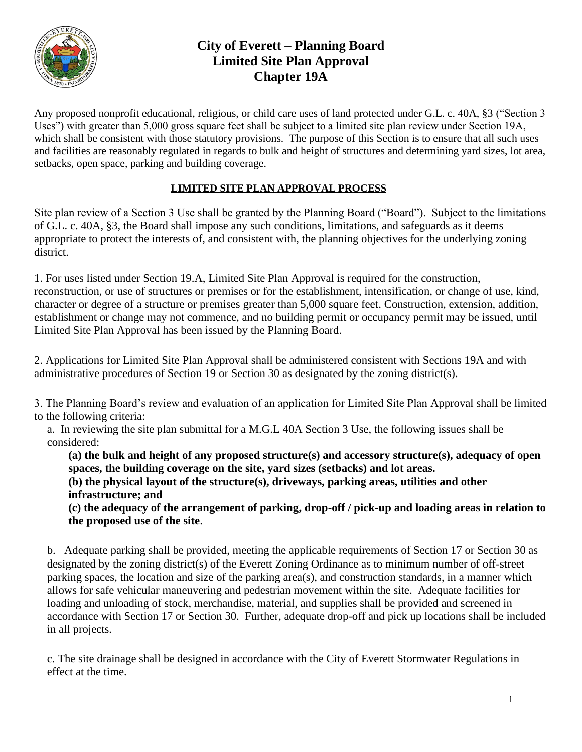# City of Everett – Planning Board
# Limited Site Plan Approval
# Chapter 19A

Any proposed nonprofit educational, religious, or child care uses of land protected under G.L. c. 40A, §3 ("Section 3 Uses") with greater than 5,000 gross square feet shall be subject to a limited site plan review under Section 19A, which shall be consistent with those statutory provisions. The purpose of this Section is to ensure that all such uses and facilities are reasonably regulated in regards to bulk and height of structures and determining yard sizes, lot area, setbacks, open space, parking and building coverage.

## LIMITED SITE PLAN APPROVAL PROCESS

Site plan review of a Section 3 Use shall be granted by the Planning Board ("Board"). Subject to the limitations of G.L. c. 40A, §3, the Board shall impose any such conditions, limitations, and safeguards as it deems appropriate to protect the interests of, and consistent with, the planning objectives for the underlying zoning district.

1. For uses listed under Section 19.A, Limited Site Plan Approval is required for the construction, reconstruction, or use of structures or premises or for the establishment, intensification, or change of use, kind, character or degree of a structure or premises greater than 5,000 square feet. Construction, extension, addition, establishment or change may not commence, and no building permit or occupancy permit may be issued, until Limited Site Plan Approval has been issued by the Planning Board.

2. Applications for Limited Site Plan Approval shall be administered consistent with Sections 19A and with administrative procedures of Section 19 or Section 30 as designated by the zoning district(s).

3. The Planning Board's review and evaluation of an application for Limited Site Plan Approval shall be limited to the following criteria:

   a. In reviewing the site plan submittal for a M.G.L 40A Section 3 Use, the following issues shall be considered:

      **(a) the bulk and height of any proposed structure(s) and accessory structure(s), adequacy of open spaces, the building coverage on the site, yard sizes (setbacks) and lot areas.**
      **(b) the physical layout of the structure(s), driveways, parking areas, utilities and other infrastructure; and**
      **(c) the adequacy of the arrangement of parking, drop-off / pick-up and loading areas in relation to the proposed use of the site**.

   b. Adequate parking shall be provided, meeting the applicable requirements of Section 17 or Section 30 as designated by the zoning district(s) of the Everett Zoning Ordinance as to minimum number of off-street parking spaces, the location and size of the parking area(s), and construction standards, in a manner which allows for safe vehicular maneuvering and pedestrian movement within the site. Adequate facilities for loading and unloading of stock, merchandise, material, and supplies shall be provided and screened in accordance with Section 17 or Section 30. Further, adequate drop-off and pick up locations shall be included in all projects.

   c. The site drainage shall be designed in accordance with the City of Everett Stormwater Regulations in effect at the time.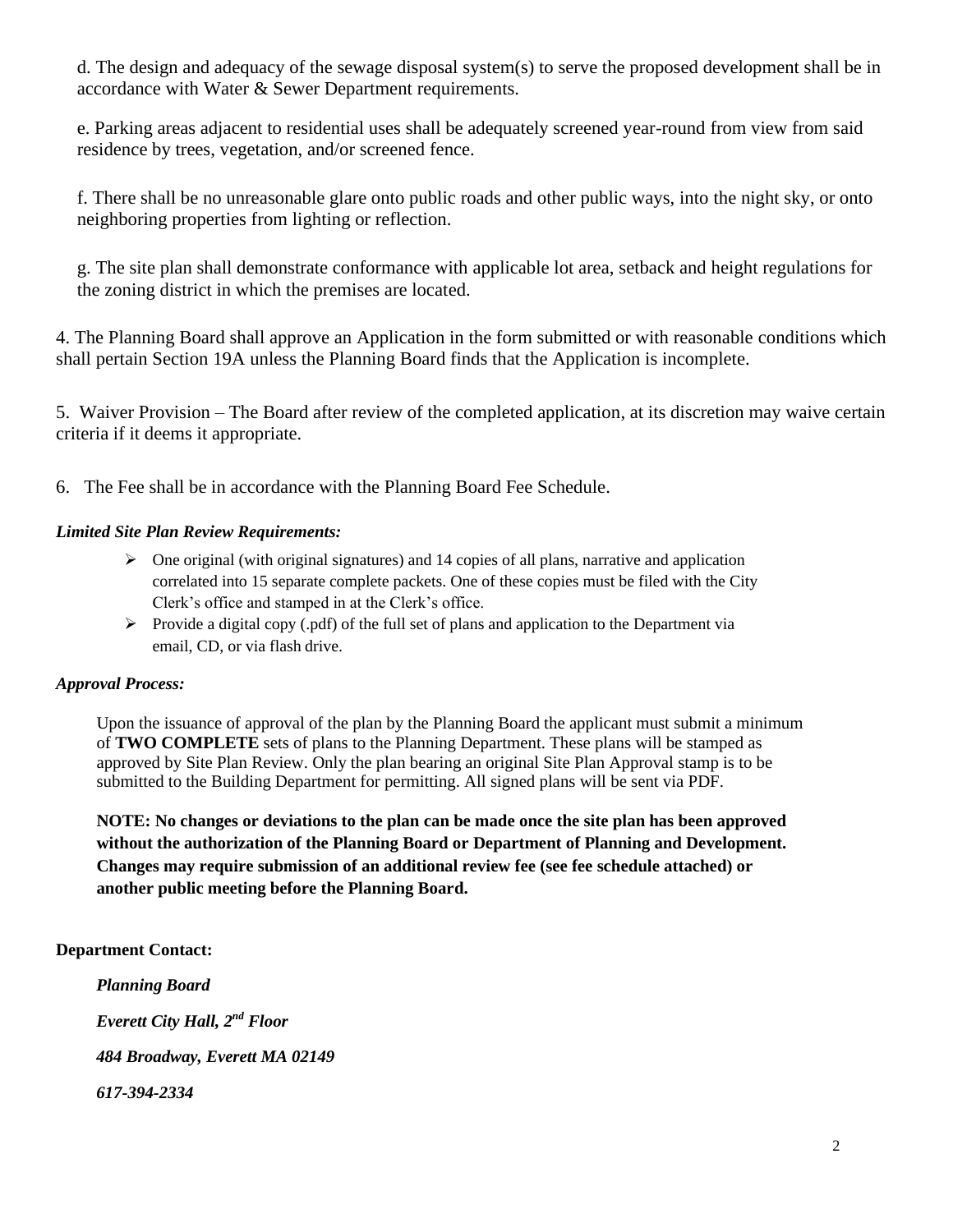d. The design and adequacy of the sewage disposal system(s) to serve the proposed development shall be in accordance with Water & Sewer Department requirements.

e. Parking areas adjacent to residential uses shall be adequately screened year-round from view from said residence by trees, vegetation, and/or screened fence.

f. There shall be no unreasonable glare onto public roads and other public ways, into the night sky, or onto neighboring properties from lighting or reflection.

g. The site plan shall demonstrate conformance with applicable lot area, setback and height regulations for the zoning district in which the premises are located.

4. The Planning Board shall approve an Application in the form submitted or with reasonable conditions which shall pertain Section 19A unless the Planning Board finds that the Application is incomplete.

5. Waiver Provision – The Board after review of the completed application, at its discretion may waive certain criteria if it deems it appropriate.

6. The Fee shall be in accordance with the Planning Board Fee Schedule.

***Limited Site Plan Review Requirements:***

- One original (with original signatures) and 14 copies of all plans, narrative and application correlated into 15 separate complete packets. One of these copies must be filed with the City Clerk's office and stamped in at the Clerk's office.
- Provide a digital copy (.pdf) of the full set of plans and application to the Department via email, CD, or via flash drive.

***Approval Process:***

Upon the issuance of approval of the plan by the Planning Board the applicant must submit a minimum of **TWO COMPLETE** sets of plans to the Planning Department. These plans will be stamped as approved by Site Plan Review. Only the plan bearing an original Site Plan Approval stamp is to be submitted to the Building Department for permitting. All signed plans will be sent via PDF.

**NOTE: No changes or deviations to the plan can be made once the site plan has been approved without the authorization of the Planning Board or Department of Planning and Development. Changes may require submission of an additional review fee (see fee schedule attached) or another public meeting before the Planning Board.**

**Department Contact:**

***Planning Board***

***Everett City Hall, 2nd Floor***

***484 Broadway, Everett MA 02149***

***617-394-2334***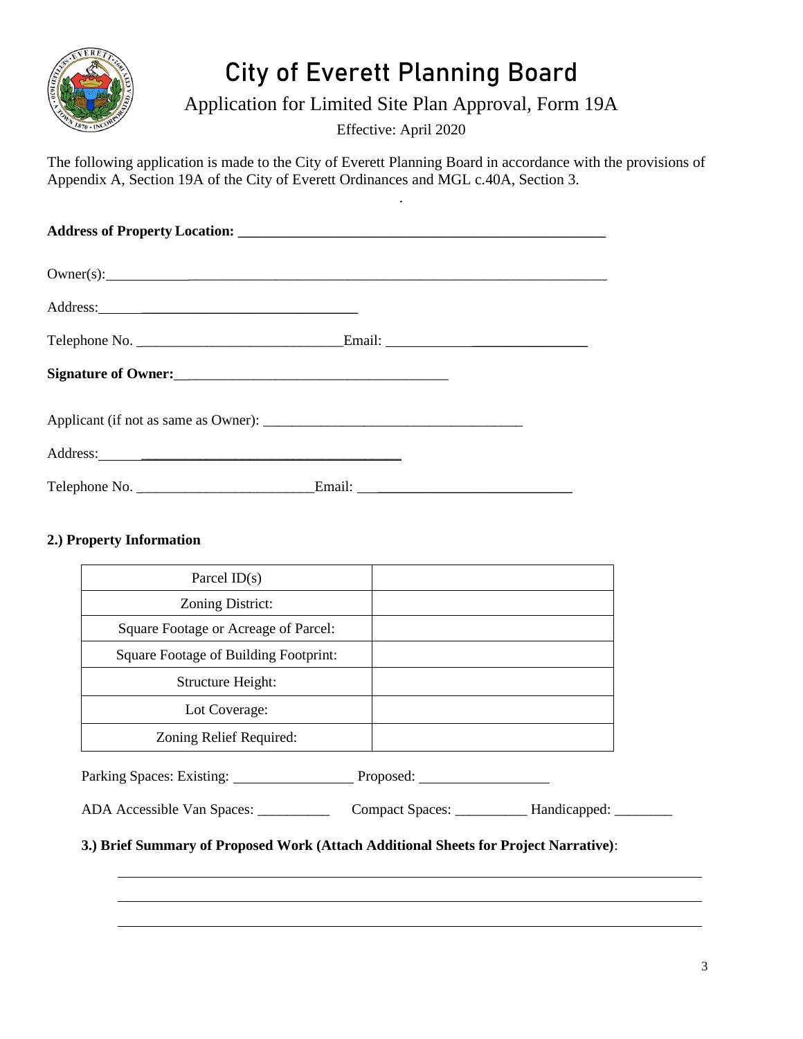# City of Everett Planning Board

## Application for Limited Site Plan Approval, Form 19A

Effective: April 2020

The following application is made to the City of Everett Planning Board in accordance with the provisions of Appendix A, Section 19A of the City of Everett Ordinances and MGL c.40A, Section 3.

.

**Address of Property Location:** ____________________________________________________

Owner(s): ____________________________________________________________________

Address: ________________________________

Telephone No. ____________________________ Email: ____________________________

**Signature of Owner:** ______________________________________

Applicant (if not as same as Owner): ____________________________________

Address: ______________________________________

Telephone No. ________________________ Email: ______________________________

**2.) Property Information**

| Parcel ID(s) | |
|---|---|
| Zoning District: | |
| Square Footage or Acreage of Parcel: | |
| Square Footage of Building Footprint: | |
| Structure Height: | |
| Lot Coverage: | |
| Zoning Relief Required: | |

Parking Spaces: Existing: _________________ Proposed: __________________

ADA Accessible Van Spaces: __________ Compact Spaces: __________ Handicapped: ________

**3.) Brief Summary of Proposed Work (Attach Additional Sheets for Project Narrative)**:

______________________________________________________________________________

______________________________________________________________________________

______________________________________________________________________________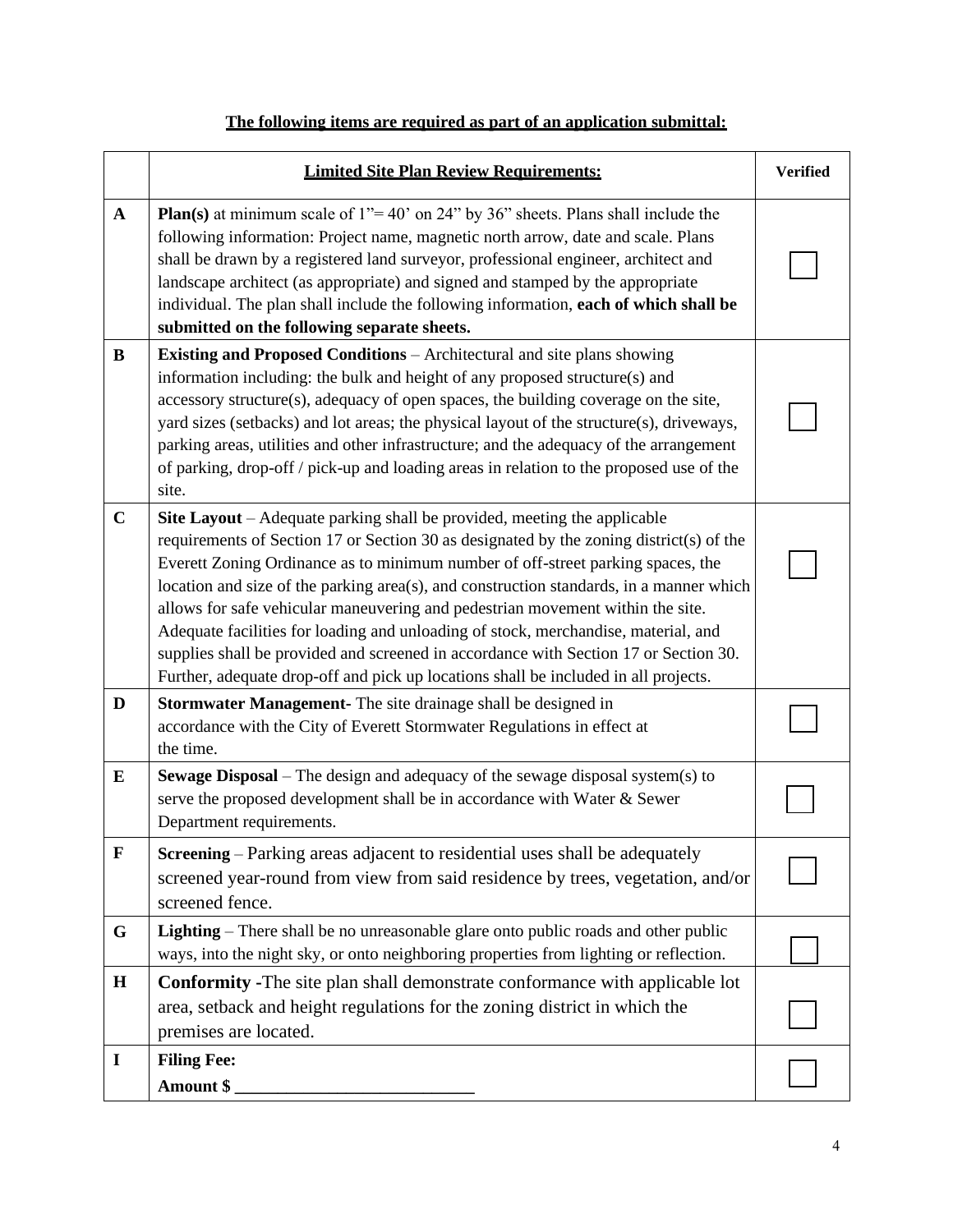**The following items are required as part of an application submittal:**

| | **Limited Site Plan Review Requirements:** | **Verified** |
|---|---|---|
| **A** | **Plan(s)** at minimum scale of 1"= 40' on 24" by 36" sheets. Plans shall include the following information: Project name, magnetic north arrow, date and scale. Plans shall be drawn by a registered land surveyor, professional engineer, architect and landscape architect (as appropriate) and signed and stamped by the appropriate individual. The plan shall include the following information, **each of which shall be submitted on the following separate sheets.** | ☐ |
| **B** | **Existing and Proposed Conditions** – Architectural and site plans showing information including: the bulk and height of any proposed structure(s) and accessory structure(s), adequacy of open spaces, the building coverage on the site, yard sizes (setbacks) and lot areas; the physical layout of the structure(s), driveways, parking areas, utilities and other infrastructure; and the adequacy of the arrangement of parking, drop-off / pick-up and loading areas in relation to the proposed use of the site. | ☐ |
| **C** | **Site Layout** – Adequate parking shall be provided, meeting the applicable requirements of Section 17 or Section 30 as designated by the zoning district(s) of the Everett Zoning Ordinance as to minimum number of off-street parking spaces, the location and size of the parking area(s), and construction standards, in a manner which allows for safe vehicular maneuvering and pedestrian movement within the site. Adequate facilities for loading and unloading of stock, merchandise, material, and supplies shall be provided and screened in accordance with Section 17 or Section 30. Further, adequate drop-off and pick up locations shall be included in all projects. | ☐ |
| **D** | **Stormwater Management-** The site drainage shall be designed in accordance with the City of Everett Stormwater Regulations in effect at the time. | ☐ |
| **E** | **Sewage Disposal** – The design and adequacy of the sewage disposal system(s) to serve the proposed development shall be in accordance with Water & Sewer Department requirements. | ☐ |
| **F** | **Screening** – Parking areas adjacent to residential uses shall be adequately screened year-round from view from said residence by trees, vegetation, and/or screened fence. | ☐ |
| **G** | **Lighting** – There shall be no unreasonable glare onto public roads and other public ways, into the night sky, or onto neighboring properties from lighting or reflection. | ☐ |
| **H** | **Conformity -**The site plan shall demonstrate conformance with applicable lot area, setback and height regulations for the zoning district in which the premises are located. | ☐ |
| **I** | **Filing Fee:** **Amount $ ___________________________** | ☐ |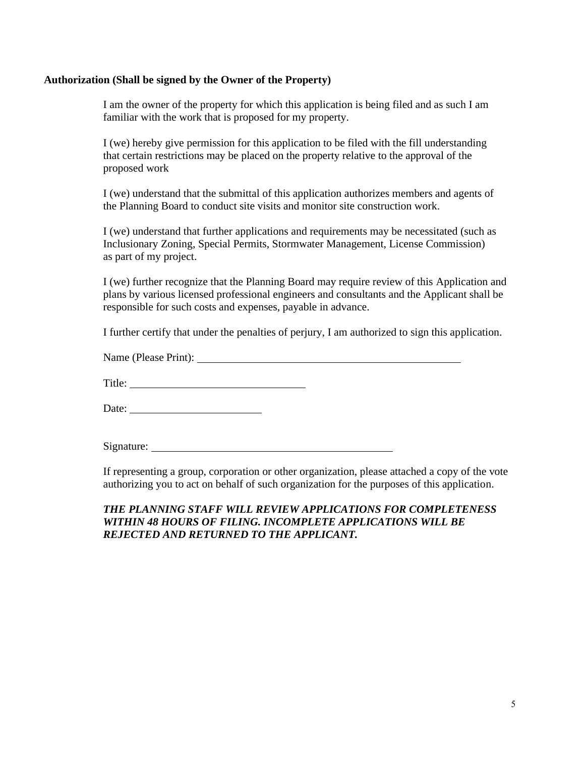**Authorization (Shall be signed by the Owner of the Property)**

I am the owner of the property for which this application is being filed and as such I am familiar with the work that is proposed for my property.

I (we) hereby give permission for this application to be filed with the fill understanding that certain restrictions may be placed on the property relative to the approval of the proposed work

I (we) understand that the submittal of this application authorizes members and agents of the Planning Board to conduct site visits and monitor site construction work.

I (we) understand that further applications and requirements may be necessitated (such as Inclusionary Zoning, Special Permits, Stormwater Management, License Commission) as part of my project.

I (we) further recognize that the Planning Board may require review of this Application and plans by various licensed professional engineers and consultants and the Applicant shall be responsible for such costs and expenses, payable in advance.

I further certify that under the penalties of perjury, I am authorized to sign this application.

Name (Please Print): ____________________________________________

Title: ______________________________

Date: ______________________

Signature: ________________________________________

If representing a group, corporation or other organization, please attached a copy of the vote authorizing you to act on behalf of such organization for the purposes of this application.

***THE PLANNING STAFF WILL REVIEW APPLICATIONS FOR COMPLETENESS WITHIN 48 HOURS OF FILING. INCOMPLETE APPLICATIONS WILL BE REJECTED AND RETURNED TO THE APPLICANT.***